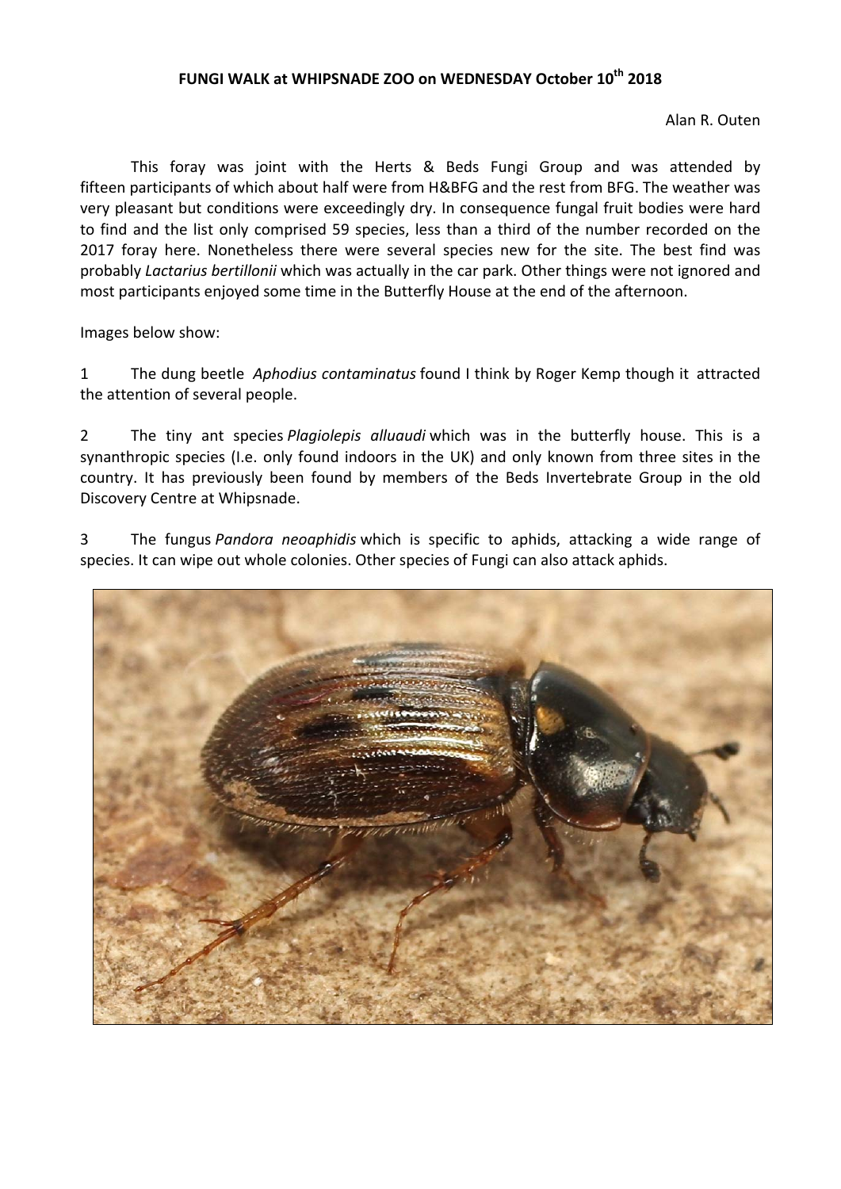# FUNGI WALK at WHIPSNADE ZOO on WEDNESDAY October 10th 2018

Alan R. Outen

This foray was joint with the Herts & Beds Fungi Group and was attended by fifteen participants of which about half were from H&BFG and the rest from BFG. The weather was very pleasant but conditions were exceedingly dry. In consequence fungal fruit bodies were hard to find and the list only comprised 59 species, less than a third of the number recorded on the 2017 foray here. Nonetheless there were several species new for the site. The best find was probably *Lactarius bertillonii* which was actually in the car park. Other things were not ignored and most participants enjoyed some time in the Butterfly House at the end of the afternoon.

Images below show:

1 The dung beetle *Aphodius contaminatus* found I think by Roger Kemp though it attracted the attention of several people.

2 The tiny ant species *Plagiolepis alluaudi* which was in the butterfly house. This is a synanthropic species (I.e. only found indoors in the UK) and only known from three sites in the country. It has previously been found by members of the Beds Invertebrate Group in the old Discovery Centre at Whipsnade.

3 The fungus *Pandora neoaphidis* which is specific to aphids, attacking a wide range of species. It can wipe out whole colonies. Other species of Fungi can also attack aphids.